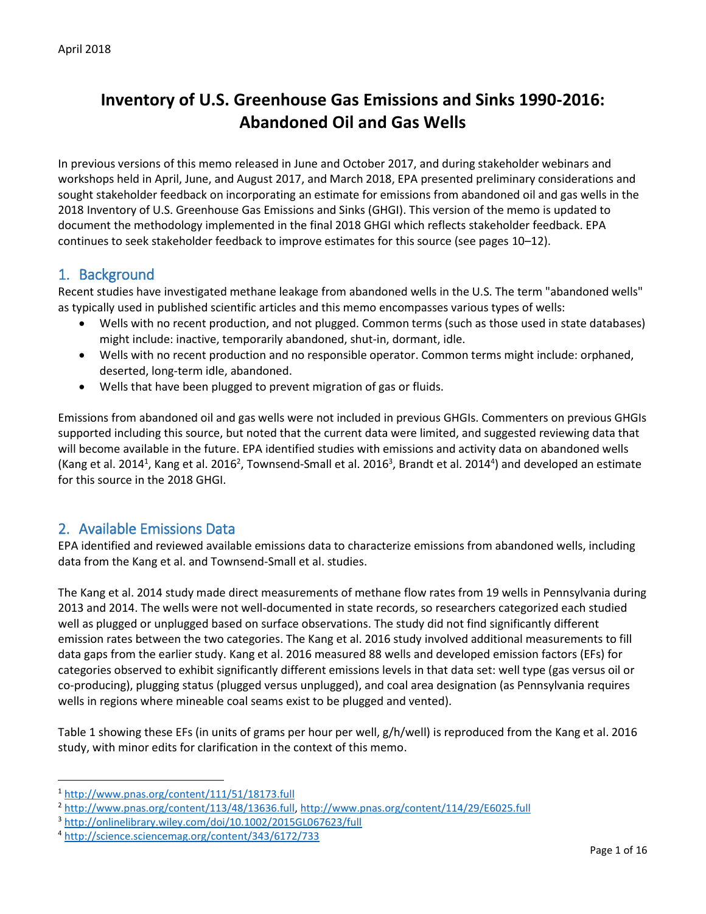April 2018

# Inventory of U.S. Greenhouse Gas Emissions and Sinks 1990-2016: Abandoned Oil and Gas Wells

In previous versions of this memo released in June and October 2017, and during stakeholder webinars and workshops held in April, June, and August 2017, and March 2018, EPA presented preliminary considerations and sought stakeholder feedback on incorporating an estimate for emissions from abandoned oil and gas wells in the 2018 Inventory of U.S. Greenhouse Gas Emissions and Sinks (GHGI). This version of the memo is updated to document the methodology implemented in the final 2018 GHGI which reflects stakeholder feedback. EPA continues to seek stakeholder feedback to improve estimates for this source (see pages 10–12).

## 1. Background

Recent studies have investigated methane leakage from abandoned wells in the U.S. The term "abandoned wells" as typically used in published scientific articles and this memo encompasses various types of wells:

- Wells with no recent production, and not plugged. Common terms (such as those used in state databases) might include: inactive, temporarily abandoned, shut-in, dormant, idle.
- Wells with no recent production and no responsible operator. Common terms might include: orphaned, deserted, long-term idle, abandoned.
- Wells that have been plugged to prevent migration of gas or fluids.

Emissions from abandoned oil and gas wells were not included in previous GHGIs. Commenters on previous GHGIs supported including this source, but noted that the current data were limited, and suggested reviewing data that will become available in the future. EPA identified studies with emissions and activity data on abandoned wells (Kang et al. 2014[1], Kang et al. 2016[2], Townsend-Small et al. 2016[3], Brandt et al. 2014[4]) and developed an estimate for this source in the 2018 GHGI.

## 2. Available Emissions Data

EPA identified and reviewed available emissions data to characterize emissions from abandoned wells, including data from the Kang et al. and Townsend-Small et al. studies.

The Kang et al. 2014 study made direct measurements of methane flow rates from 19 wells in Pennsylvania during 2013 and 2014. The wells were not well-documented in state records, so researchers categorized each studied well as plugged or unplugged based on surface observations. The study did not find significantly different emission rates between the two categories. The Kang et al. 2016 study involved additional measurements to fill data gaps from the earlier study. Kang et al. 2016 measured 88 wells and developed emission factors (EFs) for categories observed to exhibit significantly different emissions levels in that data set: well type (gas versus oil or co-producing), plugging status (plugged versus unplugged), and coal area designation (as Pennsylvania requires wells in regions where mineable coal seams exist to be plugged and vented).

Table 1 showing these EFs (in units of grams per hour per well, g/h/well) is reproduced from the Kang et al. 2016 study, with minor edits for clarification in the context of this memo.

---

[1] http://www.pnas.org/content/111/51/18173.full

[2] http://www.pnas.org/content/113/48/13636.full, http://www.pnas.org/content/114/29/E6025.full

[3] http://onlinelibrary.wiley.com/doi/10.1002/2015GL067623/full

[4] http://science.sciencemag.org/content/343/6172/733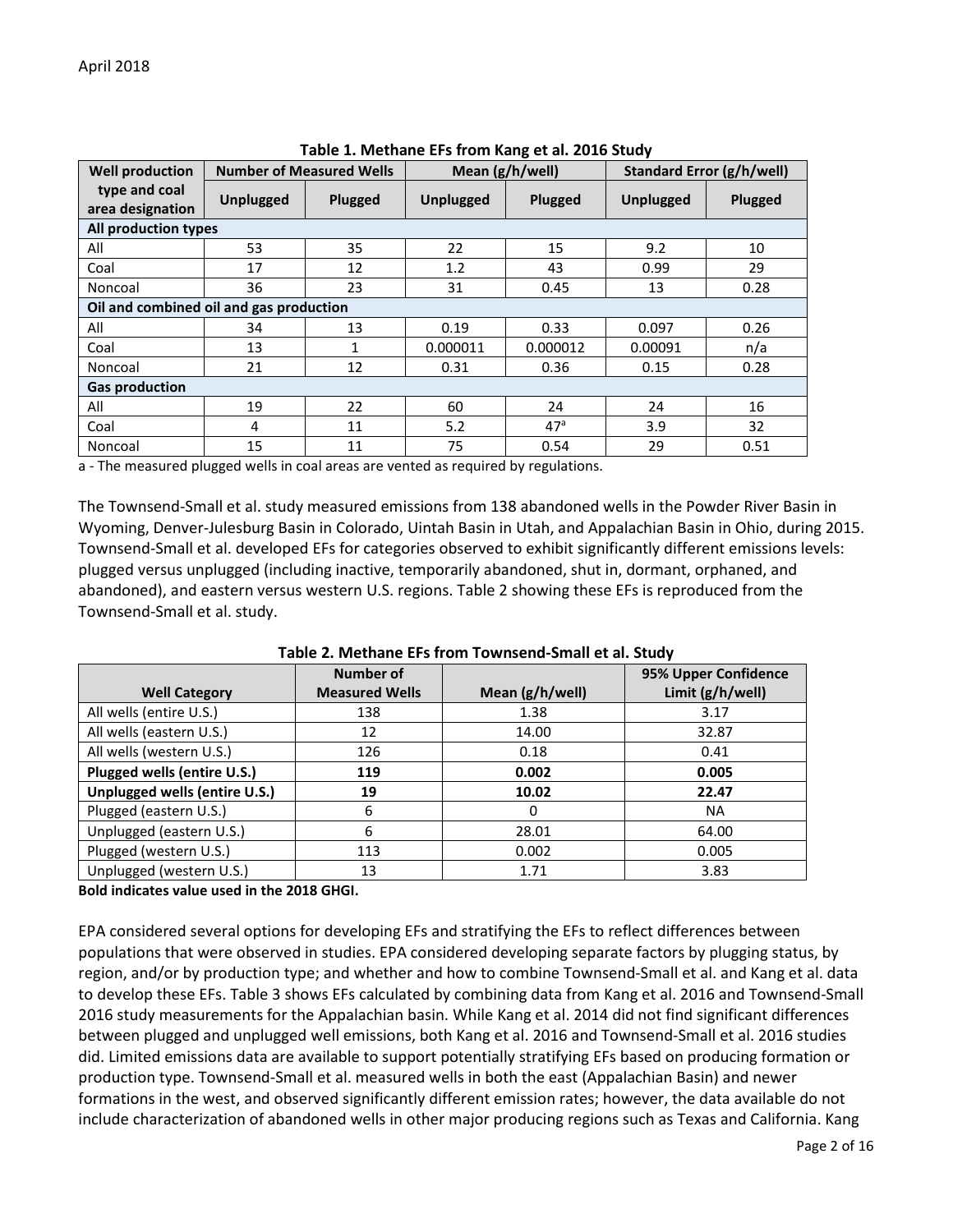April 2018

**Table 1. Methane EFs from Kang et al. 2016 Study**

| Well production type and coal area designation | Number of Measured Wells | | Mean (g/h/well) | | Standard Error (g/h/well) | |
|---|---|---|---|---|---|---|
| | Unplugged | Plugged | Unplugged | Plugged | Unplugged | Plugged |
| **All production types** | | | | | | |
| All | 53 | 35 | 22 | 15 | 9.2 | 10 |
| Coal | 17 | 12 | 1.2 | 43 | 0.99 | 29 |
| Noncoal | 36 | 23 | 31 | 0.45 | 13 | 0.28 |
| **Oil and combined oil and gas production** | | | | | | |
| All | 34 | 13 | 0.19 | 0.33 | 0.097 | 0.26 |
| Coal | 13 | 1 | 0.000011 | 0.000012 | 0.00091 | n/a |
| Noncoal | 21 | 12 | 0.31 | 0.36 | 0.15 | 0.28 |
| **Gas production** | | | | | | |
| All | 19 | 22 | 60 | 24 | 24 | 16 |
| Coal | 4 | 11 | 5.2 | 47[a] | 3.9 | 32 |
| Noncoal | 15 | 11 | 75 | 0.54 | 29 | 0.51 |

a - The measured plugged wells in coal areas are vented as required by regulations.

The Townsend-Small et al. study measured emissions from 138 abandoned wells in the Powder River Basin in Wyoming, Denver-Julesburg Basin in Colorado, Uintah Basin in Utah, and Appalachian Basin in Ohio, during 2015. Townsend-Small et al. developed EFs for categories observed to exhibit significantly different emissions levels: plugged versus unplugged (including inactive, temporarily abandoned, shut in, dormant, orphaned, and abandoned), and eastern versus western U.S. regions. Table 2 showing these EFs is reproduced from the Townsend-Small et al. study.

**Table 2. Methane EFs from Townsend-Small et al. Study**

| Well Category | Number of Measured Wells | Mean (g/h/well) | 95% Upper Confidence Limit (g/h/well) |
|---|---|---|---|
| All wells (entire U.S.) | 138 | 1.38 | 3.17 |
| All wells (eastern U.S.) | 12 | 14.00 | 32.87 |
| All wells (western U.S.) | 126 | 0.18 | 0.41 |
| **Plugged wells (entire U.S.)** | **119** | **0.002** | **0.005** |
| **Unplugged wells (entire U.S.)** | **19** | **10.02** | **22.47** |
| Plugged (eastern U.S.) | 6 | 0 | NA |
| Unplugged (eastern U.S.) | 6 | 28.01 | 64.00 |
| Plugged (western U.S.) | 113 | 0.002 | 0.005 |
| Unplugged (western U.S.) | 13 | 1.71 | 3.83 |

**Bold indicates value used in the 2018 GHGI.**

EPA considered several options for developing EFs and stratifying the EFs to reflect differences between populations that were observed in studies. EPA considered developing separate factors by plugging status, by region, and/or by production type; and whether and how to combine Townsend-Small et al. and Kang et al. data to develop these EFs. Table 3 shows EFs calculated by combining data from Kang et al. 2016 and Townsend-Small 2016 study measurements for the Appalachian basin. While Kang et al. 2014 did not find significant differences between plugged and unplugged well emissions, both Kang et al. 2016 and Townsend-Small et al. 2016 studies did. Limited emissions data are available to support potentially stratifying EFs based on producing formation or production type. Townsend-Small et al. measured wells in both the east (Appalachian Basin) and newer formations in the west, and observed significantly different emission rates; however, the data available do not include characterization of abandoned wells in other major producing regions such as Texas and California. Kang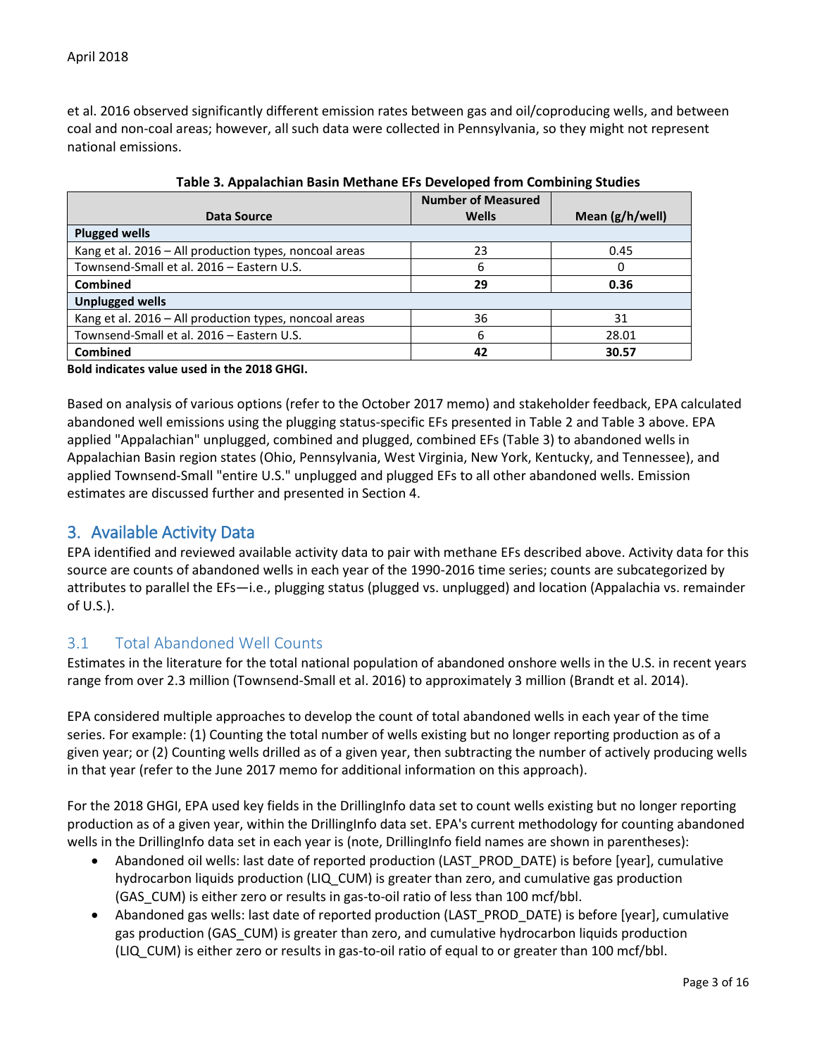et al. 2016 observed significantly different emission rates between gas and oil/coproducing wells, and between coal and non-coal areas; however, all such data were collected in Pennsylvania, so they might not represent national emissions.

**Table 3. Appalachian Basin Methane EFs Developed from Combining Studies**

| Data Source | Number of Measured Wells | Mean (g/h/well) |
|---|---|---|
| **Plugged wells** | | |
| Kang et al. 2016 – All production types, noncoal areas | 23 | 0.45 |
| Townsend-Small et al. 2016 – Eastern U.S. | 6 | 0 |
| **Combined** | **29** | **0.36** |
| **Unplugged wells** | | |
| Kang et al. 2016 – All production types, noncoal areas | 36 | 31 |
| Townsend-Small et al. 2016 – Eastern U.S. | 6 | 28.01 |
| **Combined** | **42** | **30.57** |

**Bold indicates value used in the 2018 GHGI.**

Based on analysis of various options (refer to the October 2017 memo) and stakeholder feedback, EPA calculated abandoned well emissions using the plugging status-specific EFs presented in Table 2 and Table 3 above. EPA applied "Appalachian" unplugged, combined and plugged, combined EFs (Table 3) to abandoned wells in Appalachian Basin region states (Ohio, Pennsylvania, West Virginia, New York, Kentucky, and Tennessee), and applied Townsend-Small "entire U.S." unplugged and plugged EFs to all other abandoned wells. Emission estimates are discussed further and presented in Section 4.

## 3. Available Activity Data

EPA identified and reviewed available activity data to pair with methane EFs described above. Activity data for this source are counts of abandoned wells in each year of the 1990-2016 time series; counts are subcategorized by attributes to parallel the EFs—i.e., plugging status (plugged vs. unplugged) and location (Appalachia vs. remainder of U.S.).

### 3.1 Total Abandoned Well Counts

Estimates in the literature for the total national population of abandoned onshore wells in the U.S. in recent years range from over 2.3 million (Townsend-Small et al. 2016) to approximately 3 million (Brandt et al. 2014).

EPA considered multiple approaches to develop the count of total abandoned wells in each year of the time series. For example: (1) Counting the total number of wells existing but no longer reporting production as of a given year; or (2) Counting wells drilled as of a given year, then subtracting the number of actively producing wells in that year (refer to the June 2017 memo for additional information on this approach).

For the 2018 GHGI, EPA used key fields in the DrillingInfo data set to count wells existing but no longer reporting production as of a given year, within the DrillingInfo data set. EPA's current methodology for counting abandoned wells in the DrillingInfo data set in each year is (note, DrillingInfo field names are shown in parentheses):

- Abandoned oil wells: last date of reported production (LAST_PROD_DATE) is before [year], cumulative hydrocarbon liquids production (LIQ_CUM) is greater than zero, and cumulative gas production (GAS_CUM) is either zero or results in gas-to-oil ratio of less than 100 mcf/bbl.
- Abandoned gas wells: last date of reported production (LAST_PROD_DATE) is before [year], cumulative gas production (GAS_CUM) is greater than zero, and cumulative hydrocarbon liquids production (LIQ_CUM) is either zero or results in gas-to-oil ratio of equal to or greater than 100 mcf/bbl.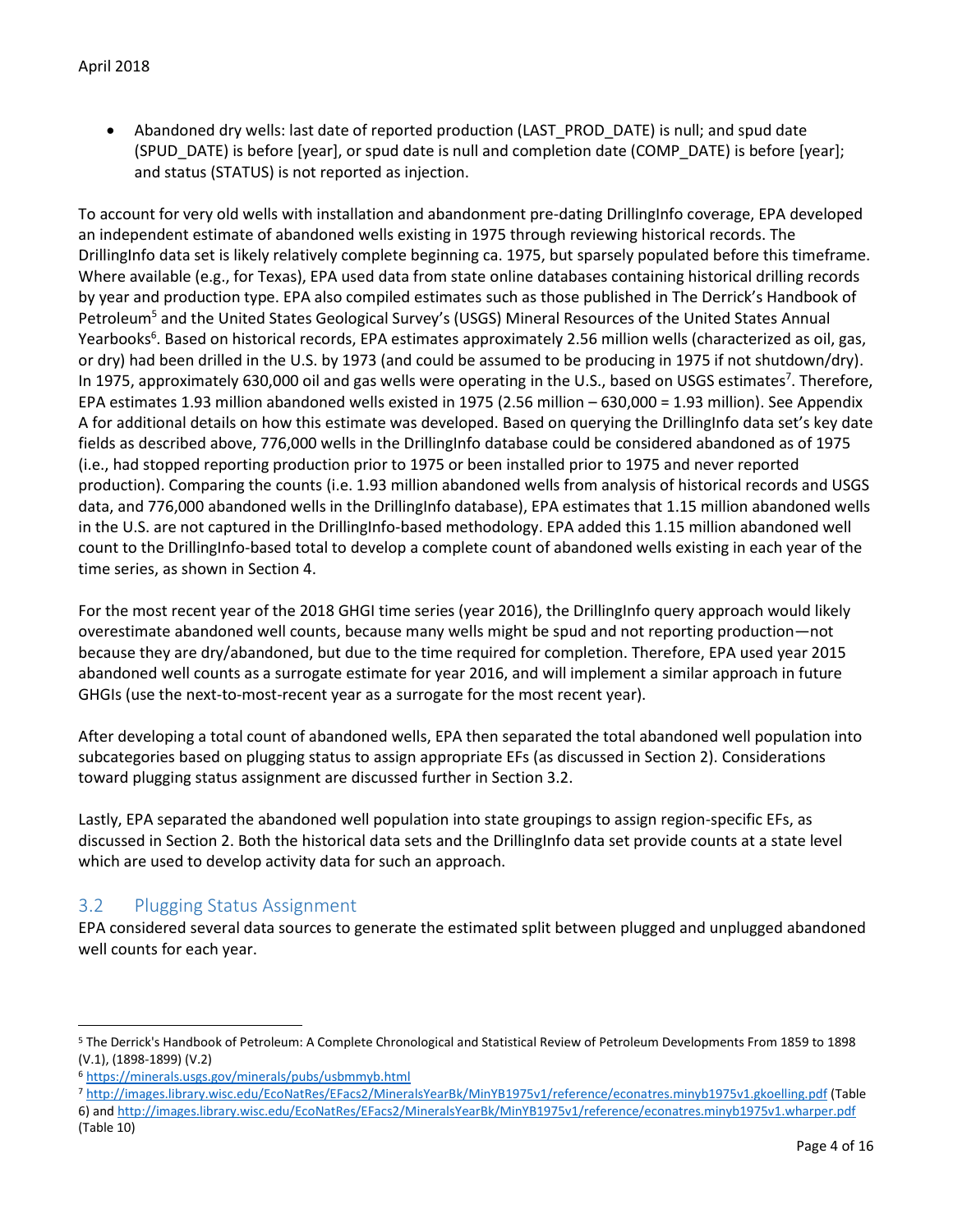- Abandoned dry wells: last date of reported production (LAST_PROD_DATE) is null; and spud date (SPUD_DATE) is before [year], or spud date is null and completion date (COMP_DATE) is before [year]; and status (STATUS) is not reported as injection.

To account for very old wells with installation and abandonment pre-dating DrillingInfo coverage, EPA developed an independent estimate of abandoned wells existing in 1975 through reviewing historical records. The DrillingInfo data set is likely relatively complete beginning ca. 1975, but sparsely populated before this timeframe. Where available (e.g., for Texas), EPA used data from state online databases containing historical drilling records by year and production type. EPA also compiled estimates such as those published in The Derrick's Handbook of Petroleum[5] and the United States Geological Survey's (USGS) Mineral Resources of the United States Annual Yearbooks[6]. Based on historical records, EPA estimates approximately 2.56 million wells (characterized as oil, gas, or dry) had been drilled in the U.S. by 1973 (and could be assumed to be producing in 1975 if not shutdown/dry). In 1975, approximately 630,000 oil and gas wells were operating in the U.S., based on USGS estimates[7]. Therefore, EPA estimates 1.93 million abandoned wells existed in 1975 (2.56 million – 630,000 = 1.93 million). See Appendix A for additional details on how this estimate was developed. Based on querying the DrillingInfo data set's key date fields as described above, 776,000 wells in the DrillingInfo database could be considered abandoned as of 1975 (i.e., had stopped reporting production prior to 1975 or been installed prior to 1975 and never reported production). Comparing the counts (i.e. 1.93 million abandoned wells from analysis of historical records and USGS data, and 776,000 abandoned wells in the DrillingInfo database), EPA estimates that 1.15 million abandoned wells in the U.S. are not captured in the DrillingInfo-based methodology. EPA added this 1.15 million abandoned well count to the DrillingInfo-based total to develop a complete count of abandoned wells existing in each year of the time series, as shown in Section 4.

For the most recent year of the 2018 GHGI time series (year 2016), the DrillingInfo query approach would likely overestimate abandoned well counts, because many wells might be spud and not reporting production—not because they are dry/abandoned, but due to the time required for completion. Therefore, EPA used year 2015 abandoned well counts as a surrogate estimate for year 2016, and will implement a similar approach in future GHGIs (use the next-to-most-recent year as a surrogate for the most recent year).

After developing a total count of abandoned wells, EPA then separated the total abandoned well population into subcategories based on plugging status to assign appropriate EFs (as discussed in Section 2). Considerations toward plugging status assignment are discussed further in Section 3.2.

Lastly, EPA separated the abandoned well population into state groupings to assign region-specific EFs, as discussed in Section 2. Both the historical data sets and the DrillingInfo data set provide counts at a state level which are used to develop activity data for such an approach.

## 3.2 Plugging Status Assignment

EPA considered several data sources to generate the estimated split between plugged and unplugged abandoned well counts for each year.

---

[5] The Derrick's Handbook of Petroleum: A Complete Chronological and Statistical Review of Petroleum Developments From 1859 to 1898 (V.1), (1898-1899) (V.2)

[6] https://minerals.usgs.gov/minerals/pubs/usbmmyb.html

[7] http://images.library.wisc.edu/EcoNatRes/EFacs2/MineralsYearBk/MinYB1975v1/reference/econatres.minyb1975v1.gkoelling.pdf (Table 6) and http://images.library.wisc.edu/EcoNatRes/EFacs2/MineralsYearBk/MinYB1975v1/reference/econatres.minyb1975v1.wharper.pdf (Table 10)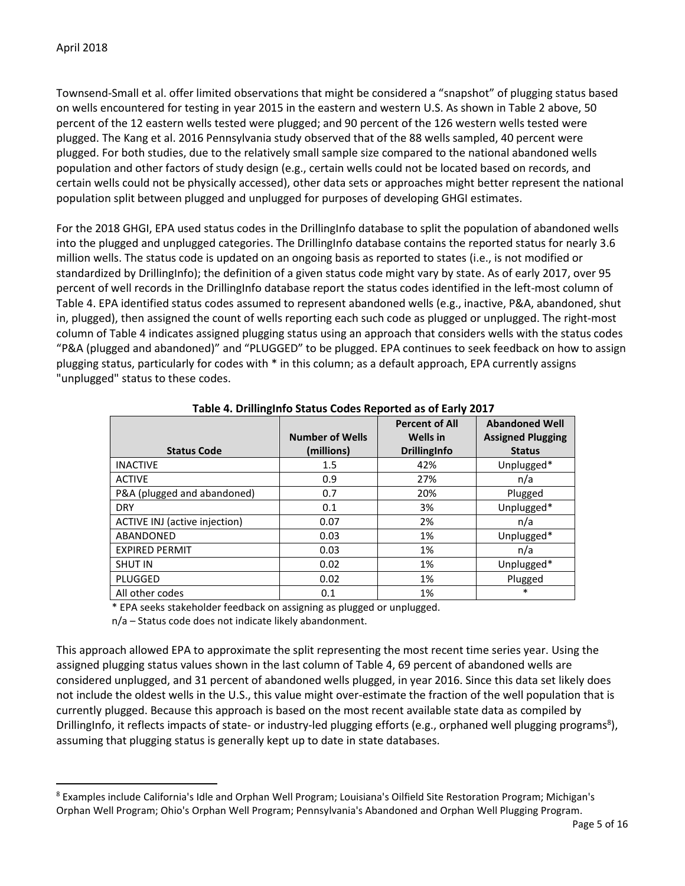Townsend-Small et al. offer limited observations that might be considered a "snapshot" of plugging status based on wells encountered for testing in year 2015 in the eastern and western U.S. As shown in Table 2 above, 50 percent of the 12 eastern wells tested were plugged; and 90 percent of the 126 western wells tested were plugged. The Kang et al. 2016 Pennsylvania study observed that of the 88 wells sampled, 40 percent were plugged. For both studies, due to the relatively small sample size compared to the national abandoned wells population and other factors of study design (e.g., certain wells could not be located based on records, and certain wells could not be physically accessed), other data sets or approaches might better represent the national population split between plugged and unplugged for purposes of developing GHGI estimates.

For the 2018 GHGI, EPA used status codes in the DrillingInfo database to split the population of abandoned wells into the plugged and unplugged categories. The DrillingInfo database contains the reported status for nearly 3.6 million wells. The status code is updated on an ongoing basis as reported to states (i.e., is not modified or standardized by DrillingInfo); the definition of a given status code might vary by state. As of early 2017, over 95 percent of well records in the DrillingInfo database report the status codes identified in the left-most column of Table 4. EPA identified status codes assumed to represent abandoned wells (e.g., inactive, P&A, abandoned, shut in, plugged), then assigned the count of wells reporting each such code as plugged or unplugged. The right-most column of Table 4 indicates assigned plugging status using an approach that considers wells with the status codes "P&A (plugged and abandoned)" and "PLUGGED" to be plugged. EPA continues to seek feedback on how to assign plugging status, particularly for codes with * in this column; as a default approach, EPA currently assigns "unplugged" status to these codes.

**Table 4. DrillingInfo Status Codes Reported as of Early 2017**

| Status Code | Number of Wells (millions) | Percent of All Wells in DrillingInfo | Abandoned Well Assigned Plugging Status |
|---|---|---|---|
| INACTIVE | 1.5 | 42% | Unplugged* |
| ACTIVE | 0.9 | 27% | n/a |
| P&A (plugged and abandoned) | 0.7 | 20% | Plugged |
| DRY | 0.1 | 3% | Unplugged* |
| ACTIVE INJ (active injection) | 0.07 | 2% | n/a |
| ABANDONED | 0.03 | 1% | Unplugged* |
| EXPIRED PERMIT | 0.03 | 1% | n/a |
| SHUT IN | 0.02 | 1% | Unplugged* |
| PLUGGED | 0.02 | 1% | Plugged |
| All other codes | 0.1 | 1% | * |

\* EPA seeks stakeholder feedback on assigning as plugged or unplugged.

n/a – Status code does not indicate likely abandonment.

This approach allowed EPA to approximate the split representing the most recent time series year. Using the assigned plugging status values shown in the last column of Table 4, 69 percent of abandoned wells are considered unplugged, and 31 percent of abandoned wells plugged, in year 2016. Since this data set likely does not include the oldest wells in the U.S., this value might over-estimate the fraction of the well population that is currently plugged. Because this approach is based on the most recent available state data as compiled by DrillingInfo, it reflects impacts of state- or industry-led plugging efforts (e.g., orphaned well plugging programs[8]), assuming that plugging status is generally kept up to date in state databases.

[8] Examples include California's Idle and Orphan Well Program; Louisiana's Oilfield Site Restoration Program; Michigan's Orphan Well Program; Ohio's Orphan Well Program; Pennsylvania's Abandoned and Orphan Well Plugging Program.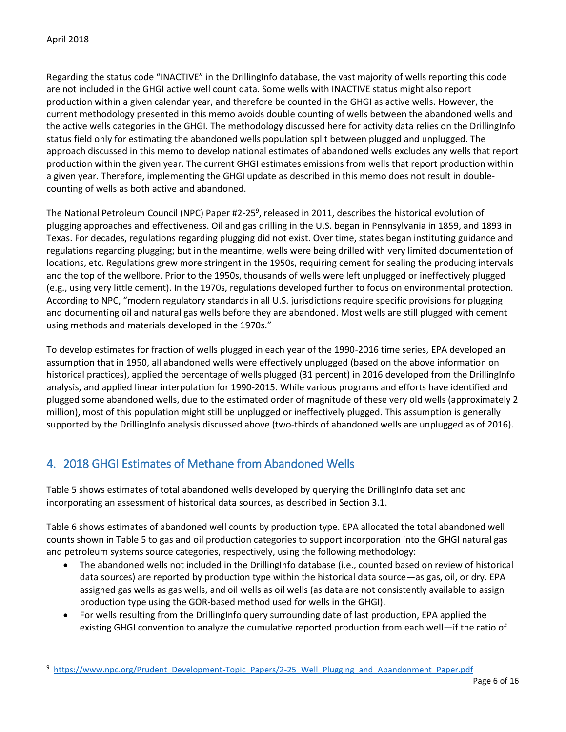Regarding the status code "INACTIVE" in the DrillingInfo database, the vast majority of wells reporting this code are not included in the GHGI active well count data. Some wells with INACTIVE status might also report production within a given calendar year, and therefore be counted in the GHGI as active wells. However, the current methodology presented in this memo avoids double counting of wells between the abandoned wells and the active wells categories in the GHGI. The methodology discussed here for activity data relies on the DrillingInfo status field only for estimating the abandoned wells population split between plugged and unplugged. The approach discussed in this memo to develop national estimates of abandoned wells excludes any wells that report production within the given year. The current GHGI estimates emissions from wells that report production within a given year. Therefore, implementing the GHGI update as described in this memo does not result in double-counting of wells as both active and abandoned.

The National Petroleum Council (NPC) Paper #2-25[9], released in 2011, describes the historical evolution of plugging approaches and effectiveness. Oil and gas drilling in the U.S. began in Pennsylvania in 1859, and 1893 in Texas. For decades, regulations regarding plugging did not exist. Over time, states began instituting guidance and regulations regarding plugging; but in the meantime, wells were being drilled with very limited documentation of locations, etc. Regulations grew more stringent in the 1950s, requiring cement for sealing the producing intervals and the top of the wellbore. Prior to the 1950s, thousands of wells were left unplugged or ineffectively plugged (e.g., using very little cement). In the 1970s, regulations developed further to focus on environmental protection. According to NPC, "modern regulatory standards in all U.S. jurisdictions require specific provisions for plugging and documenting oil and natural gas wells before they are abandoned. Most wells are still plugged with cement using methods and materials developed in the 1970s."

To develop estimates for fraction of wells plugged in each year of the 1990-2016 time series, EPA developed an assumption that in 1950, all abandoned wells were effectively unplugged (based on the above information on historical practices), applied the percentage of wells plugged (31 percent) in 2016 developed from the DrillingInfo analysis, and applied linear interpolation for 1990-2015. While various programs and efforts have identified and plugged some abandoned wells, due to the estimated order of magnitude of these very old wells (approximately 2 million), most of this population might still be unplugged or ineffectively plugged. This assumption is generally supported by the DrillingInfo analysis discussed above (two-thirds of abandoned wells are unplugged as of 2016).

## 4. 2018 GHGI Estimates of Methane from Abandoned Wells

Table 5 shows estimates of total abandoned wells developed by querying the DrillingInfo data set and incorporating an assessment of historical data sources, as described in Section 3.1.

Table 6 shows estimates of abandoned well counts by production type. EPA allocated the total abandoned well counts shown in Table 5 to gas and oil production categories to support incorporation into the GHGI natural gas and petroleum systems source categories, respectively, using the following methodology:

- The abandoned wells not included in the DrillingInfo database (i.e., counted based on review of historical data sources) are reported by production type within the historical data source—as gas, oil, or dry. EPA assigned gas wells as gas wells, and oil wells as oil wells (as data are not consistently available to assign production type using the GOR-based method used for wells in the GHGI).
- For wells resulting from the DrillingInfo query surrounding date of last production, EPA applied the existing GHGI convention to analyze the cumulative reported production from each well—if the ratio of

[9] https://www.npc.org/Prudent_Development-Topic_Papers/2-25_Well_Plugging_and_Abandonment_Paper.pdf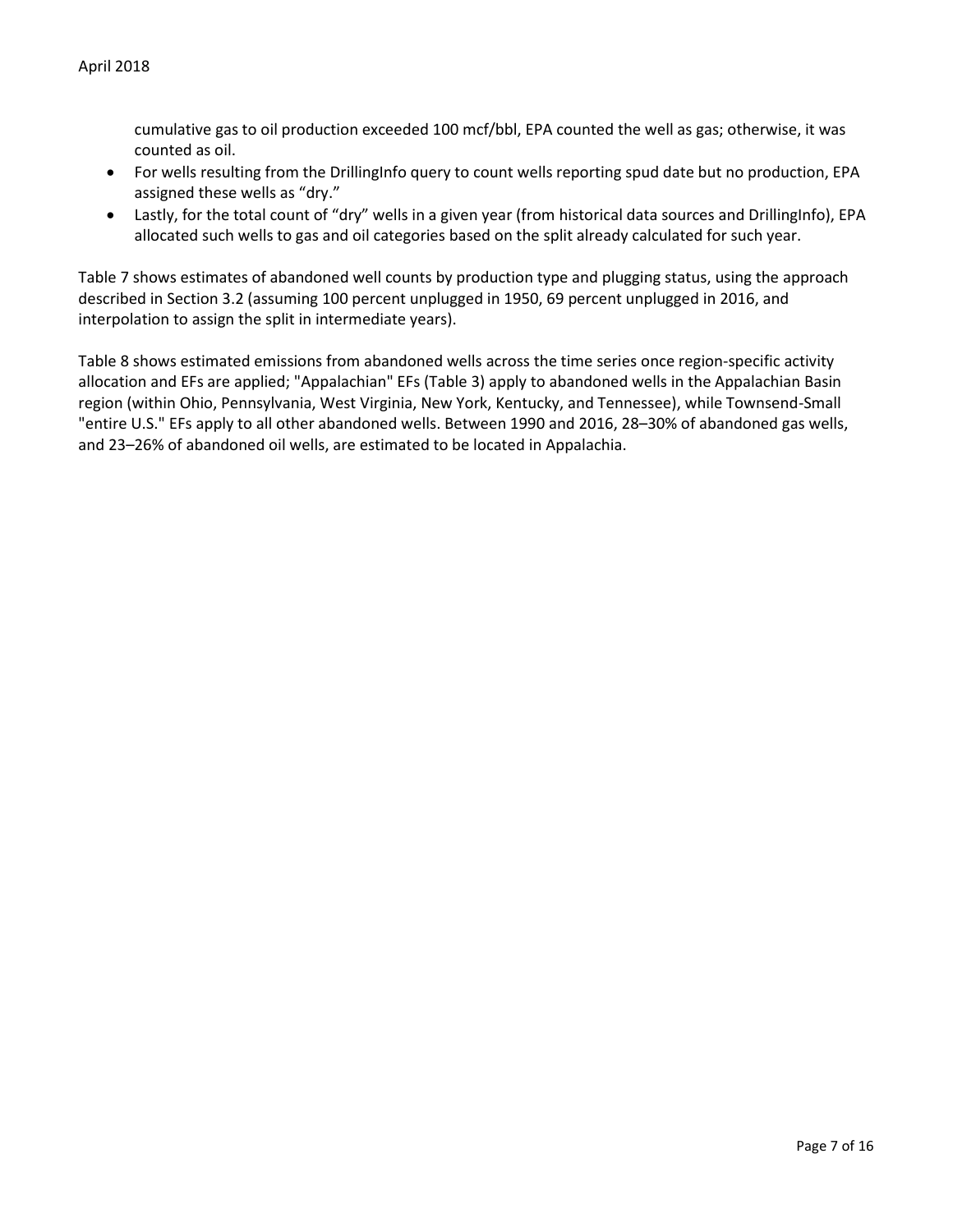cumulative gas to oil production exceeded 100 mcf/bbl, EPA counted the well as gas; otherwise, it was counted as oil.

- For wells resulting from the DrillingInfo query to count wells reporting spud date but no production, EPA assigned these wells as "dry."
- Lastly, for the total count of "dry" wells in a given year (from historical data sources and DrillingInfo), EPA allocated such wells to gas and oil categories based on the split already calculated for such year.

Table 7 shows estimates of abandoned well counts by production type and plugging status, using the approach described in Section 3.2 (assuming 100 percent unplugged in 1950, 69 percent unplugged in 2016, and interpolation to assign the split in intermediate years).

Table 8 shows estimated emissions from abandoned wells across the time series once region-specific activity allocation and EFs are applied; "Appalachian" EFs (Table 3) apply to abandoned wells in the Appalachian Basin region (within Ohio, Pennsylvania, West Virginia, New York, Kentucky, and Tennessee), while Townsend-Small "entire U.S." EFs apply to all other abandoned wells. Between 1990 and 2016, 28–30% of abandoned gas wells, and 23–26% of abandoned oil wells, are estimated to be located in Appalachia.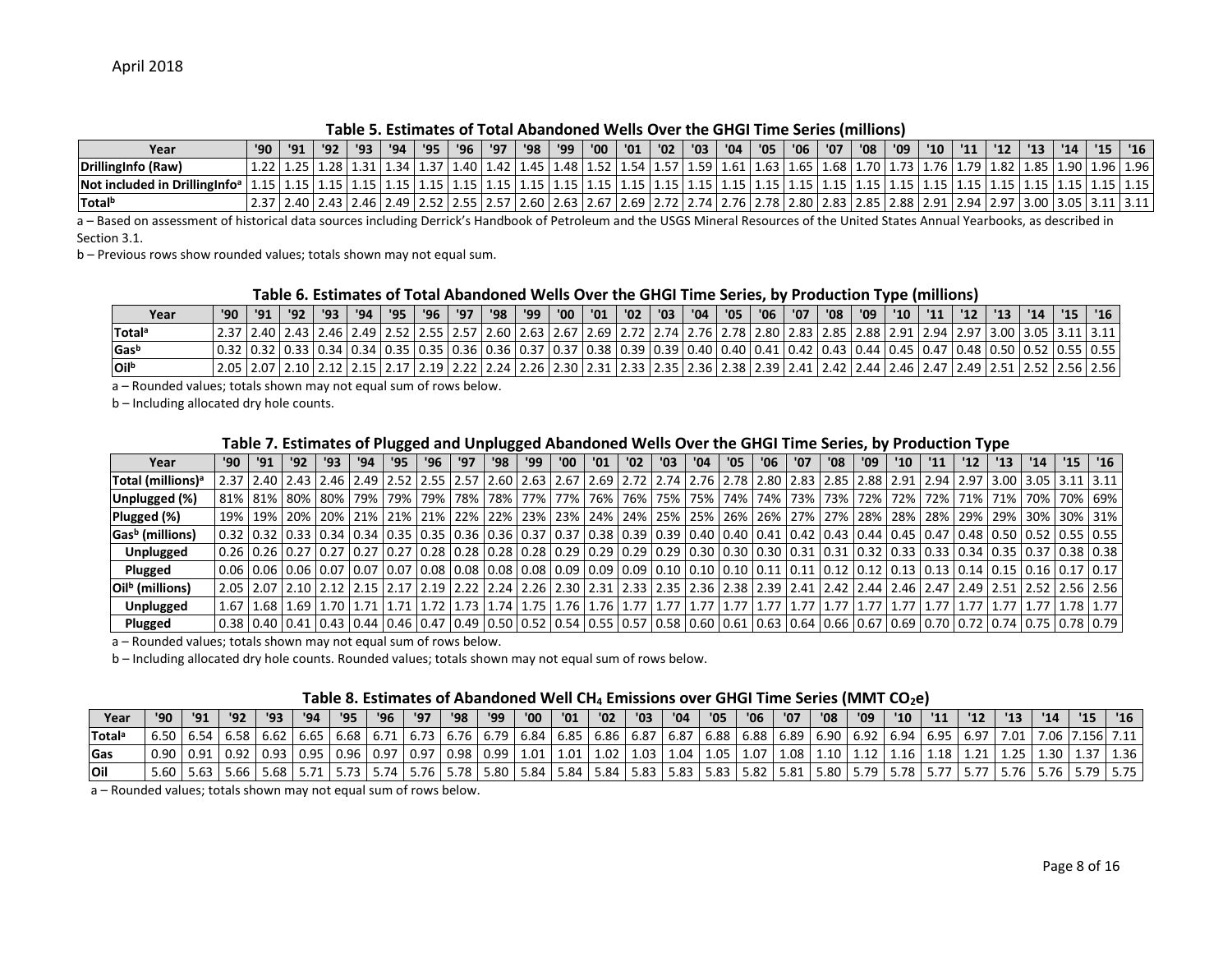**Table 5. Estimates of Total Abandoned Wells Over the GHGI Time Series (millions)**

| Year | '90 | '91 | '92 | '93 | '94 | '95 | '96 | '97 | '98 | '99 | '00 | '01 | '02 | '03 | '04 | '05 | '06 | '07 | '08 | '09 | '10 | '11 | '12 | '13 | '14 | '15 | '16 |
|---|---|---|---|---|---|---|---|---|---|---|---|---|---|---|---|---|---|---|---|---|---|---|---|---|---|---|---|
| DrillingInfo (Raw) | 1.22 | 1.25 | 1.28 | 1.31 | 1.34 | 1.37 | 1.40 | 1.42 | 1.45 | 1.48 | 1.52 | 1.54 | 1.57 | 1.59 | 1.61 | 1.63 | 1.65 | 1.68 | 1.70 | 1.73 | 1.76 | 1.79 | 1.82 | 1.85 | 1.90 | 1.96 | 1.96 |
| Not included in DrillingInfo[a] | 1.15 | 1.15 | 1.15 | 1.15 | 1.15 | 1.15 | 1.15 | 1.15 | 1.15 | 1.15 | 1.15 | 1.15 | 1.15 | 1.15 | 1.15 | 1.15 | 1.15 | 1.15 | 1.15 | 1.15 | 1.15 | 1.15 | 1.15 | 1.15 | 1.15 | 1.15 | 1.15 |
| Total[b] | 2.37 | 2.40 | 2.43 | 2.46 | 2.49 | 2.52 | 2.55 | 2.57 | 2.60 | 2.63 | 2.67 | 2.69 | 2.72 | 2.74 | 2.76 | 2.78 | 2.80 | 2.83 | 2.85 | 2.88 | 2.91 | 2.94 | 2.97 | 3.00 | 3.05 | 3.11 | 3.11 |

a – Based on assessment of historical data sources including Derrick's Handbook of Petroleum and the USGS Mineral Resources of the United States Annual Yearbooks, as described in Section 3.1.

b – Previous rows show rounded values; totals shown may not equal sum.

**Table 6. Estimates of Total Abandoned Wells Over the GHGI Time Series, by Production Type (millions)**

| Year | '90 | '91 | '92 | '93 | '94 | '95 | '96 | '97 | '98 | '99 | '00 | '01 | '02 | '03 | '04 | '05 | '06 | '07 | '08 | '09 | '10 | '11 | '12 | '13 | '14 | '15 | '16 |
|---|---|---|---|---|---|---|---|---|---|---|---|---|---|---|---|---|---|---|---|---|---|---|---|---|---|---|---|
| Total[a] | 2.37 | 2.40 | 2.43 | 2.46 | 2.49 | 2.52 | 2.55 | 2.57 | 2.60 | 2.63 | 2.67 | 2.69 | 2.72 | 2.74 | 2.76 | 2.78 | 2.80 | 2.83 | 2.85 | 2.88 | 2.91 | 2.94 | 2.97 | 3.00 | 3.05 | 3.11 | 3.11 |
| Gas[b] | 0.32 | 0.32 | 0.33 | 0.34 | 0.34 | 0.35 | 0.35 | 0.36 | 0.36 | 0.37 | 0.37 | 0.38 | 0.39 | 0.39 | 0.40 | 0.40 | 0.41 | 0.42 | 0.43 | 0.44 | 0.45 | 0.47 | 0.48 | 0.50 | 0.52 | 0.55 | 0.55 |
| Oil[b] | 2.05 | 2.07 | 2.10 | 2.12 | 2.15 | 2.17 | 2.19 | 2.22 | 2.24 | 2.26 | 2.30 | 2.31 | 2.33 | 2.35 | 2.36 | 2.38 | 2.39 | 2.41 | 2.42 | 2.44 | 2.46 | 2.47 | 2.49 | 2.51 | 2.52 | 2.56 | 2.56 |

a – Rounded values; totals shown may not equal sum of rows below.

b – Including allocated dry hole counts.

**Table 7. Estimates of Plugged and Unplugged Abandoned Wells Over the GHGI Time Series, by Production Type**

| Year | '90 | '91 | '92 | '93 | '94 | '95 | '96 | '97 | '98 | '99 | '00 | '01 | '02 | '03 | '04 | '05 | '06 | '07 | '08 | '09 | '10 | '11 | '12 | '13 | '14 | '15 | '16 |
|---|---|---|---|---|---|---|---|---|---|---|---|---|---|---|---|---|---|---|---|---|---|---|---|---|---|---|---|
| Total (millions)[a] | 2.37 | 2.40 | 2.43 | 2.46 | 2.49 | 2.52 | 2.55 | 2.57 | 2.60 | 2.63 | 2.67 | 2.69 | 2.72 | 2.74 | 2.76 | 2.78 | 2.80 | 2.83 | 2.85 | 2.88 | 2.91 | 2.94 | 2.97 | 3.00 | 3.05 | 3.11 | 3.11 |
| Unplugged (%) | 81% | 81% | 80% | 80% | 79% | 79% | 79% | 78% | 78% | 77% | 77% | 76% | 76% | 75% | 75% | 74% | 74% | 73% | 73% | 72% | 72% | 72% | 71% | 71% | 70% | 70% | 69% |
| Plugged (%) | 19% | 19% | 20% | 20% | 21% | 21% | 21% | 22% | 22% | 23% | 23% | 24% | 24% | 25% | 25% | 26% | 26% | 27% | 27% | 28% | 28% | 28% | 29% | 29% | 30% | 30% | 31% |
| Gas[b] (millions) | 0.32 | 0.32 | 0.33 | 0.34 | 0.34 | 0.35 | 0.35 | 0.36 | 0.36 | 0.37 | 0.37 | 0.38 | 0.39 | 0.39 | 0.40 | 0.40 | 0.41 | 0.42 | 0.43 | 0.44 | 0.45 | 0.47 | 0.48 | 0.50 | 0.52 | 0.55 | 0.55 |
| Unplugged | 0.26 | 0.26 | 0.27 | 0.27 | 0.27 | 0.27 | 0.28 | 0.28 | 0.28 | 0.28 | 0.29 | 0.29 | 0.29 | 0.29 | 0.30 | 0.30 | 0.30 | 0.31 | 0.31 | 0.32 | 0.33 | 0.33 | 0.34 | 0.35 | 0.37 | 0.38 | 0.38 |
| Plugged | 0.06 | 0.06 | 0.06 | 0.07 | 0.07 | 0.07 | 0.08 | 0.08 | 0.08 | 0.08 | 0.09 | 0.09 | 0.09 | 0.10 | 0.10 | 0.10 | 0.11 | 0.11 | 0.12 | 0.12 | 0.13 | 0.13 | 0.14 | 0.15 | 0.16 | 0.17 | 0.17 |
| Oil[b] (millions) | 2.05 | 2.07 | 2.10 | 2.12 | 2.15 | 2.17 | 2.19 | 2.22 | 2.24 | 2.26 | 2.30 | 2.31 | 2.33 | 2.35 | 2.36 | 2.38 | 2.39 | 2.41 | 2.42 | 2.44 | 2.46 | 2.47 | 2.49 | 2.51 | 2.52 | 2.56 | 2.56 |
| Unplugged | 1.67 | 1.68 | 1.69 | 1.70 | 1.71 | 1.71 | 1.72 | 1.73 | 1.74 | 1.75 | 1.76 | 1.76 | 1.77 | 1.77 | 1.77 | 1.77 | 1.77 | 1.77 | 1.77 | 1.77 | 1.77 | 1.77 | 1.77 | 1.77 | 1.77 | 1.78 | 1.77 |
| Plugged | 0.38 | 0.40 | 0.41 | 0.43 | 0.44 | 0.46 | 0.47 | 0.49 | 0.50 | 0.52 | 0.54 | 0.55 | 0.57 | 0.58 | 0.60 | 0.61 | 0.63 | 0.64 | 0.66 | 0.67 | 0.69 | 0.70 | 0.72 | 0.74 | 0.75 | 0.78 | 0.79 |

a – Rounded values; totals shown may not equal sum of rows below.

b – Including allocated dry hole counts. Rounded values; totals shown may not equal sum of rows below.

**Table 8. Estimates of Abandoned Well $CH_4$ Emissions over GHGI Time Series (MMT $CO_2e$)**

| Year | '90 | '91 | '92 | '93 | '94 | '95 | '96 | '97 | '98 | '99 | '00 | '01 | '02 | '03 | '04 | '05 | '06 | '07 | '08 | '09 | '10 | '11 | '12 | '13 | '14 | '15 | '16 |
|---|---|---|---|---|---|---|---|---|---|---|---|---|---|---|---|---|---|---|---|---|---|---|---|---|---|---|---|
| Total[a] | 6.50 | 6.54 | 6.58 | 6.62 | 6.65 | 6.68 | 6.71 | 6.73 | 6.76 | 6.79 | 6.84 | 6.85 | 6.86 | 6.87 | 6.87 | 6.88 | 6.88 | 6.89 | 6.90 | 6.92 | 6.94 | 6.95 | 6.97 | 7.01 | 7.06 | 7.156 | 7.11 |
| Gas | 0.90 | 0.91 | 0.92 | 0.93 | 0.95 | 0.96 | 0.97 | 0.97 | 0.98 | 0.99 | 1.01 | 1.01 | 1.02 | 1.03 | 1.04 | 1.05 | 1.07 | 1.08 | 1.10 | 1.12 | 1.16 | 1.18 | 1.21 | 1.25 | 1.30 | 1.37 | 1.36 |
| Oil | 5.60 | 5.63 | 5.66 | 5.68 | 5.71 | 5.73 | 5.74 | 5.76 | 5.78 | 5.80 | 5.84 | 5.84 | 5.84 | 5.83 | 5.83 | 5.83 | 5.82 | 5.81 | 5.80 | 5.79 | 5.78 | 5.77 | 5.77 | 5.76 | 5.76 | 5.79 | 5.75 |

a – Rounded values; totals shown may not equal sum of rows below.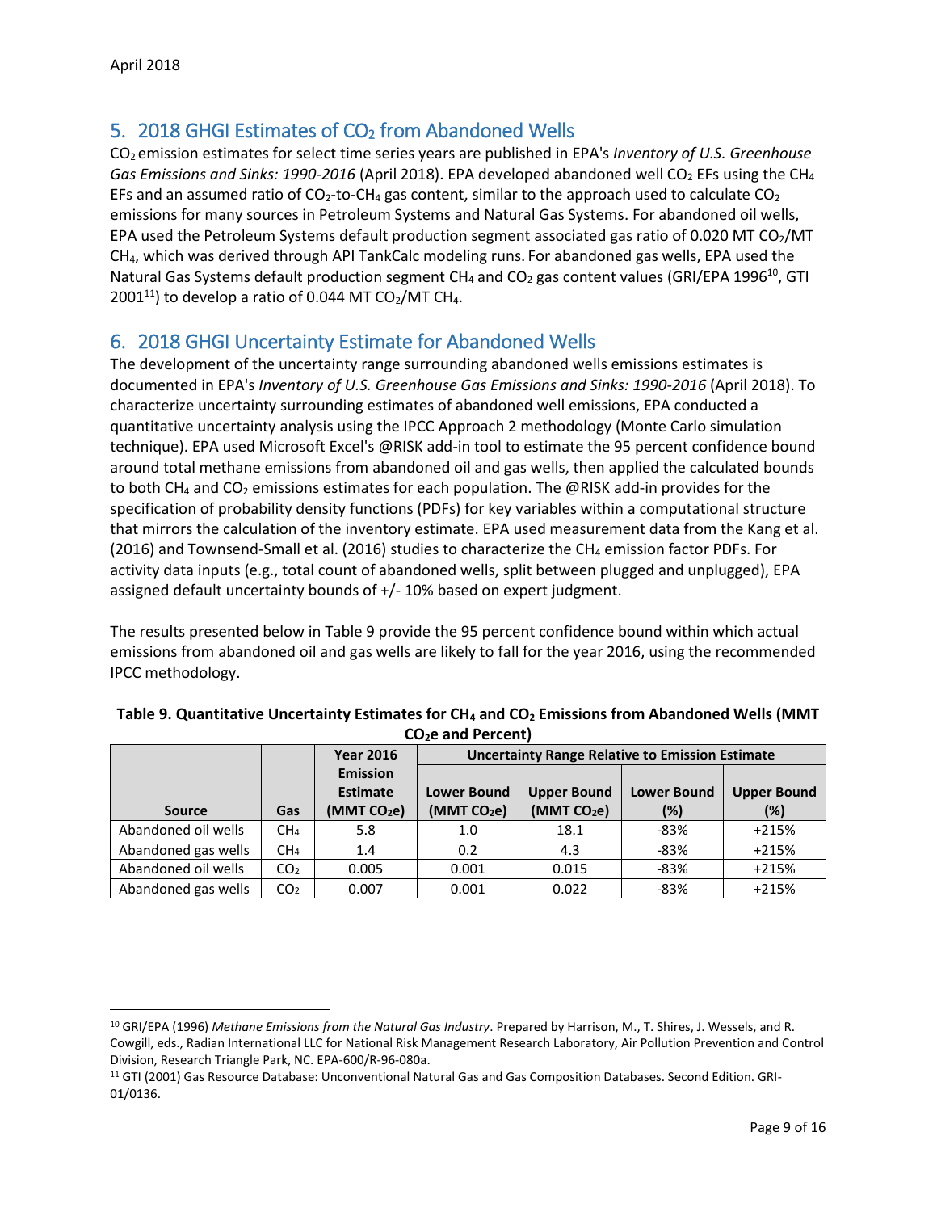## 5. 2018 GHGI Estimates of $CO_2$ from Abandoned Wells

$CO_2$ emission estimates for select time series years are published in EPA's *Inventory of U.S. Greenhouse Gas Emissions and Sinks: 1990-2016* (April 2018). EPA developed abandoned well $CO_2$ EFs using the $CH_4$ EFs and an assumed ratio of $CO_2$-to-$CH_4$ gas content, similar to the approach used to calculate $CO_2$ emissions for many sources in Petroleum Systems and Natural Gas Systems. For abandoned oil wells, EPA used the Petroleum Systems default production segment associated gas ratio of 0.020 MT $CO_2$/MT $CH_4$, which was derived through API TankCalc modeling runs. For abandoned gas wells, EPA used the Natural Gas Systems default production segment $CH_4$ and $CO_2$ gas content values (GRI/EPA 1996[10], GTI 2001[11]) to develop a ratio of 0.044 MT $CO_2$/MT $CH_4$.

## 6. 2018 GHGI Uncertainty Estimate for Abandoned Wells

The development of the uncertainty range surrounding abandoned wells emissions estimates is documented in EPA's *Inventory of U.S. Greenhouse Gas Emissions and Sinks: 1990-2016* (April 2018). To characterize uncertainty surrounding estimates of abandoned well emissions, EPA conducted a quantitative uncertainty analysis using the IPCC Approach 2 methodology (Monte Carlo simulation technique). EPA used Microsoft Excel's @RISK add-in tool to estimate the 95 percent confidence bound around total methane emissions from abandoned oil and gas wells, then applied the calculated bounds to both $CH_4$ and $CO_2$ emissions estimates for each population. The @RISK add-in provides for the specification of probability density functions (PDFs) for key variables within a computational structure that mirrors the calculation of the inventory estimate. EPA used measurement data from the Kang et al. (2016) and Townsend-Small et al. (2016) studies to characterize the $CH_4$ emission factor PDFs. For activity data inputs (e.g., total count of abandoned wells, split between plugged and unplugged), EPA assigned default uncertainty bounds of +/- 10% based on expert judgment.

The results presented below in Table 9 provide the 95 percent confidence bound within which actual emissions from abandoned oil and gas wells are likely to fall for the year 2016, using the recommended IPCC methodology.

**Table 9. Quantitative Uncertainty Estimates for $CH_4$ and $CO_2$ Emissions from Abandoned Wells (MMT $CO_2$e and Percent)**

| Source | Gas | Year 2016 Emission Estimate (MMT $CO_2$e) | Uncertainty Range Relative to Emission Estimate | | | |
|---|---|---|---|---|---|---|
| | | | Lower Bound (MMT $CO_2$e) | Upper Bound (MMT $CO_2$e) | Lower Bound (%) | Upper Bound (%) |
| Abandoned oil wells | $CH_4$ | 5.8 | 1.0 | 18.1 | -83% | +215% |
| Abandoned gas wells | $CH_4$ | 1.4 | 0.2 | 4.3 | -83% | +215% |
| Abandoned oil wells | $CO_2$ | 0.005 | 0.001 | 0.015 | -83% | +215% |
| Abandoned gas wells | $CO_2$ | 0.007 | 0.001 | 0.022 | -83% | +215% |

[10] GRI/EPA (1996) *Methane Emissions from the Natural Gas Industry*. Prepared by Harrison, M., T. Shires, J. Wessels, and R. Cowgill, eds., Radian International LLC for National Risk Management Research Laboratory, Air Pollution Prevention and Control Division, Research Triangle Park, NC. EPA-600/R-96-080a.

[11] GTI (2001) Gas Resource Database: Unconventional Natural Gas and Gas Composition Databases. Second Edition. GRI-01/0136.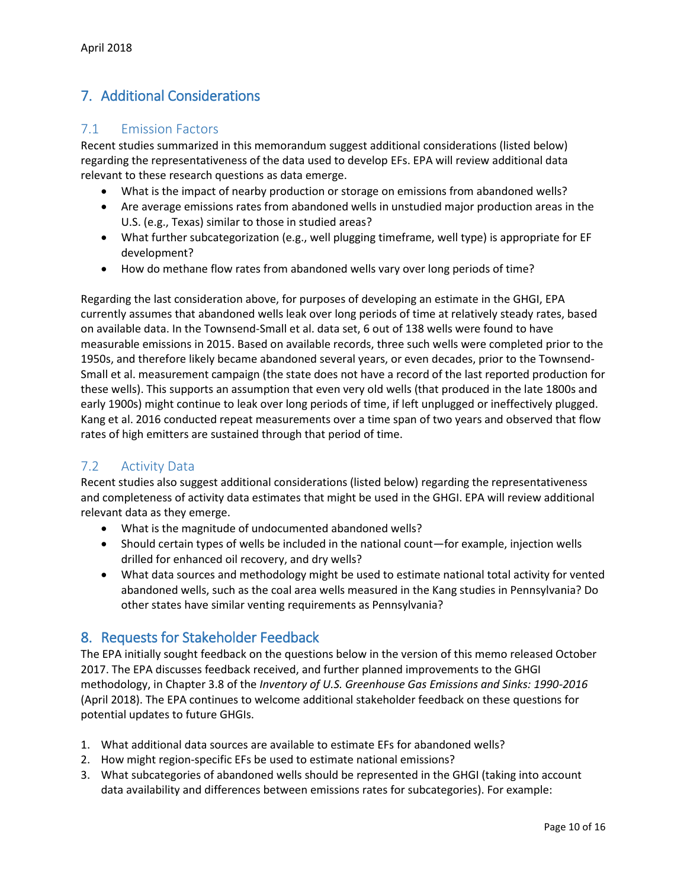## 7. Additional Considerations

### 7.1 Emission Factors

Recent studies summarized in this memorandum suggest additional considerations (listed below) regarding the representativeness of the data used to develop EFs. EPA will review additional data relevant to these research questions as data emerge.

- What is the impact of nearby production or storage on emissions from abandoned wells?
- Are average emissions rates from abandoned wells in unstudied major production areas in the U.S. (e.g., Texas) similar to those in studied areas?
- What further subcategorization (e.g., well plugging timeframe, well type) is appropriate for EF development?
- How do methane flow rates from abandoned wells vary over long periods of time?

Regarding the last consideration above, for purposes of developing an estimate in the GHGI, EPA currently assumes that abandoned wells leak over long periods of time at relatively steady rates, based on available data. In the Townsend-Small et al. data set, 6 out of 138 wells were found to have measurable emissions in 2015. Based on available records, three such wells were completed prior to the 1950s, and therefore likely became abandoned several years, or even decades, prior to the Townsend-Small et al. measurement campaign (the state does not have a record of the last reported production for these wells). This supports an assumption that even very old wells (that produced in the late 1800s and early 1900s) might continue to leak over long periods of time, if left unplugged or ineffectively plugged. Kang et al. 2016 conducted repeat measurements over a time span of two years and observed that flow rates of high emitters are sustained through that period of time.

### 7.2 Activity Data

Recent studies also suggest additional considerations (listed below) regarding the representativeness and completeness of activity data estimates that might be used in the GHGI. EPA will review additional relevant data as they emerge.

- What is the magnitude of undocumented abandoned wells?
- Should certain types of wells be included in the national count—for example, injection wells drilled for enhanced oil recovery, and dry wells?
- What data sources and methodology might be used to estimate national total activity for vented abandoned wells, such as the coal area wells measured in the Kang studies in Pennsylvania? Do other states have similar venting requirements as Pennsylvania?

## 8. Requests for Stakeholder Feedback

The EPA initially sought feedback on the questions below in the version of this memo released October 2017. The EPA discusses feedback received, and further planned improvements to the GHGI methodology, in Chapter 3.8 of the *Inventory of U.S. Greenhouse Gas Emissions and Sinks: 1990-2016* (April 2018). The EPA continues to welcome additional stakeholder feedback on these questions for potential updates to future GHGIs.

1. What additional data sources are available to estimate EFs for abandoned wells?
2. How might region-specific EFs be used to estimate national emissions?
3. What subcategories of abandoned wells should be represented in the GHGI (taking into account data availability and differences between emissions rates for subcategories). For example: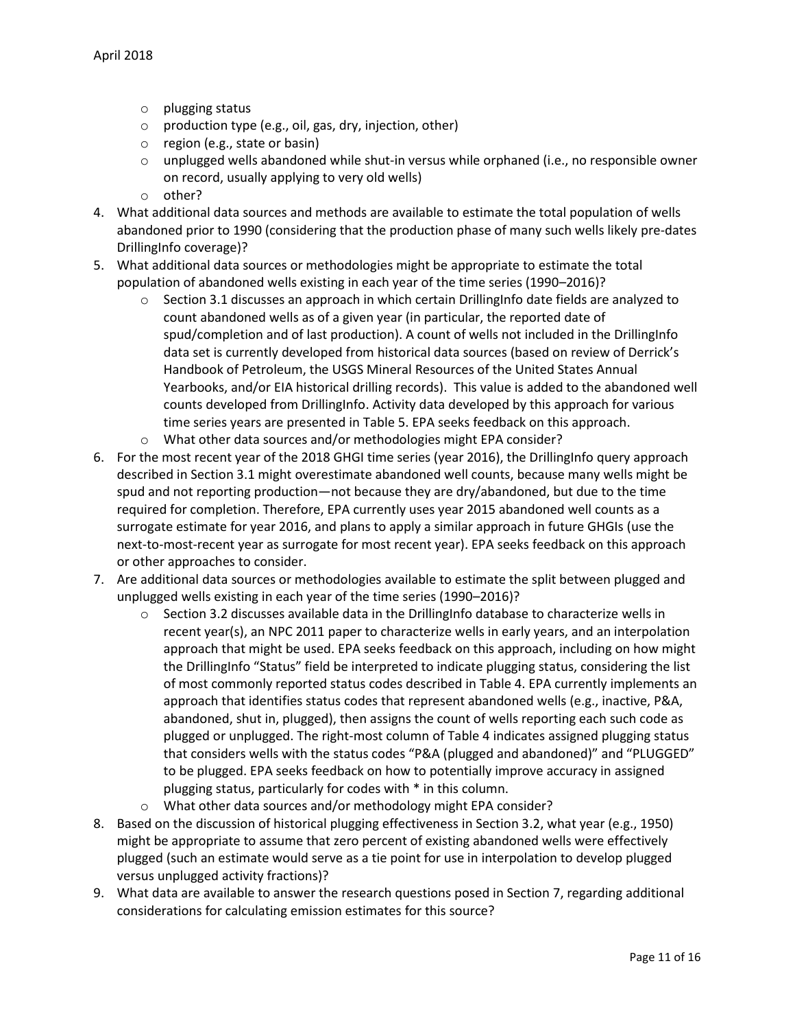- plugging status
  - production type (e.g., oil, gas, dry, injection, other)
  - region (e.g., state or basin)
  - unplugged wells abandoned while shut-in versus while orphaned (i.e., no responsible owner on record, usually applying to very old wells)
  - other?
4. What additional data sources and methods are available to estimate the total population of wells abandoned prior to 1990 (considering that the production phase of many such wells likely pre-dates DrillingInfo coverage)?
5. What additional data sources or methodologies might be appropriate to estimate the total population of abandoned wells existing in each year of the time series (1990–2016)?
   - Section 3.1 discusses an approach in which certain DrillingInfo date fields are analyzed to count abandoned wells as of a given year (in particular, the reported date of spud/completion and of last production). A count of wells not included in the DrillingInfo data set is currently developed from historical data sources (based on review of Derrick's Handbook of Petroleum, the USGS Mineral Resources of the United States Annual Yearbooks, and/or EIA historical drilling records). This value is added to the abandoned well counts developed from DrillingInfo. Activity data developed by this approach for various time series years are presented in Table 5. EPA seeks feedback on this approach.
   - What other data sources and/or methodologies might EPA consider?
6. For the most recent year of the 2018 GHGI time series (year 2016), the DrillingInfo query approach described in Section 3.1 might overestimate abandoned well counts, because many wells might be spud and not reporting production—not because they are dry/abandoned, but due to the time required for completion. Therefore, EPA currently uses year 2015 abandoned well counts as a surrogate estimate for year 2016, and plans to apply a similar approach in future GHGIs (use the next-to-most-recent year as surrogate for most recent year). EPA seeks feedback on this approach or other approaches to consider.
7. Are additional data sources or methodologies available to estimate the split between plugged and unplugged wells existing in each year of the time series (1990–2016)?
   - Section 3.2 discusses available data in the DrillingInfo database to characterize wells in recent year(s), an NPC 2011 paper to characterize wells in early years, and an interpolation approach that might be used. EPA seeks feedback on this approach, including on how might the DrillingInfo "Status" field be interpreted to indicate plugging status, considering the list of most commonly reported status codes described in Table 4. EPA currently implements an approach that identifies status codes that represent abandoned wells (e.g., inactive, P&A, abandoned, shut in, plugged), then assigns the count of wells reporting each such code as plugged or unplugged. The right-most column of Table 4 indicates assigned plugging status that considers wells with the status codes "P&A (plugged and abandoned)" and "PLUGGED" to be plugged. EPA seeks feedback on how to potentially improve accuracy in assigned plugging status, particularly for codes with * in this column.
   - What other data sources and/or methodology might EPA consider?
8. Based on the discussion of historical plugging effectiveness in Section 3.2, what year (e.g., 1950) might be appropriate to assume that zero percent of existing abandoned wells were effectively plugged (such an estimate would serve as a tie point for use in interpolation to develop plugged versus unplugged activity fractions)?
9. What data are available to answer the research questions posed in Section 7, regarding additional considerations for calculating emission estimates for this source?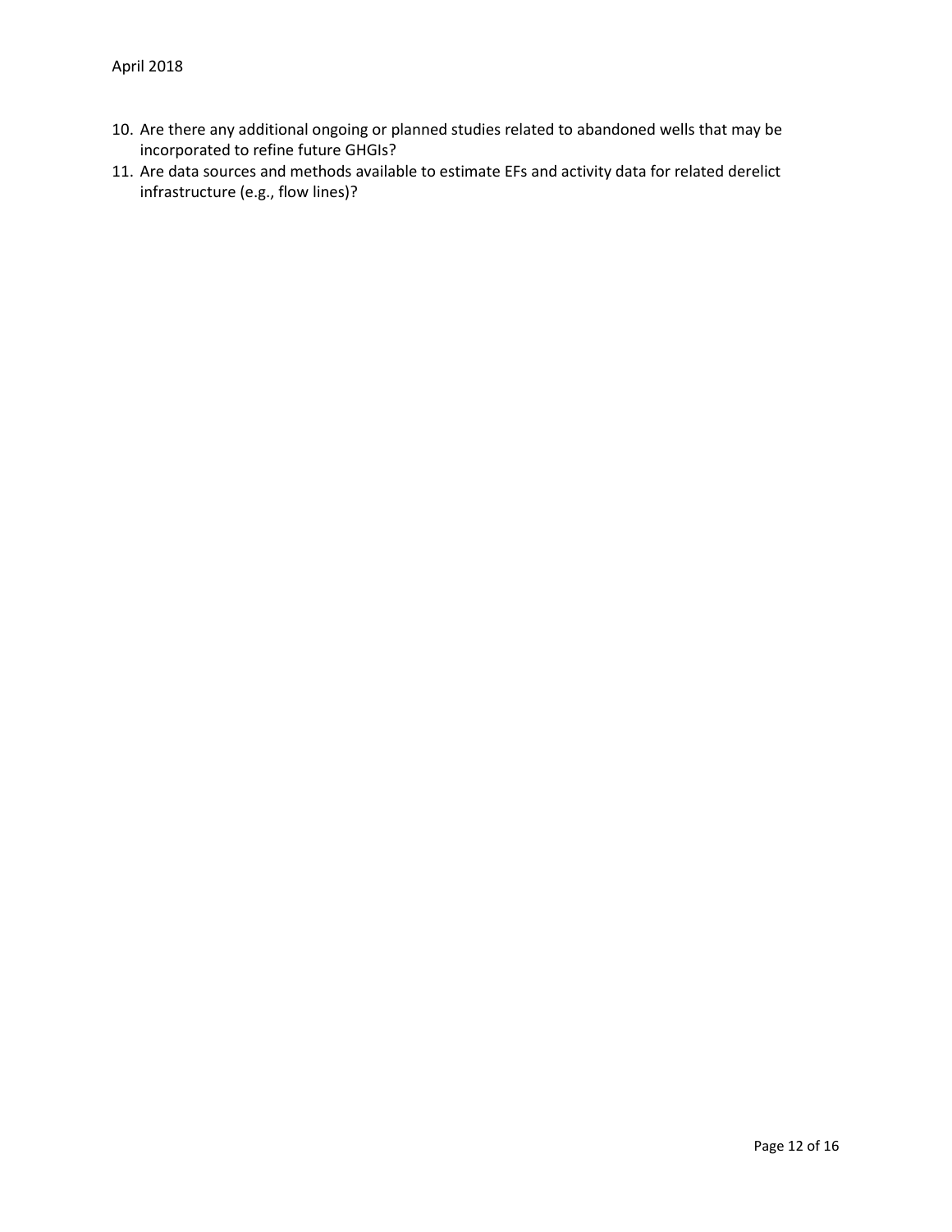10. Are there any additional ongoing or planned studies related to abandoned wells that may be incorporated to refine future GHGIs?
11. Are data sources and methods available to estimate EFs and activity data for related derelict infrastructure (e.g., flow lines)?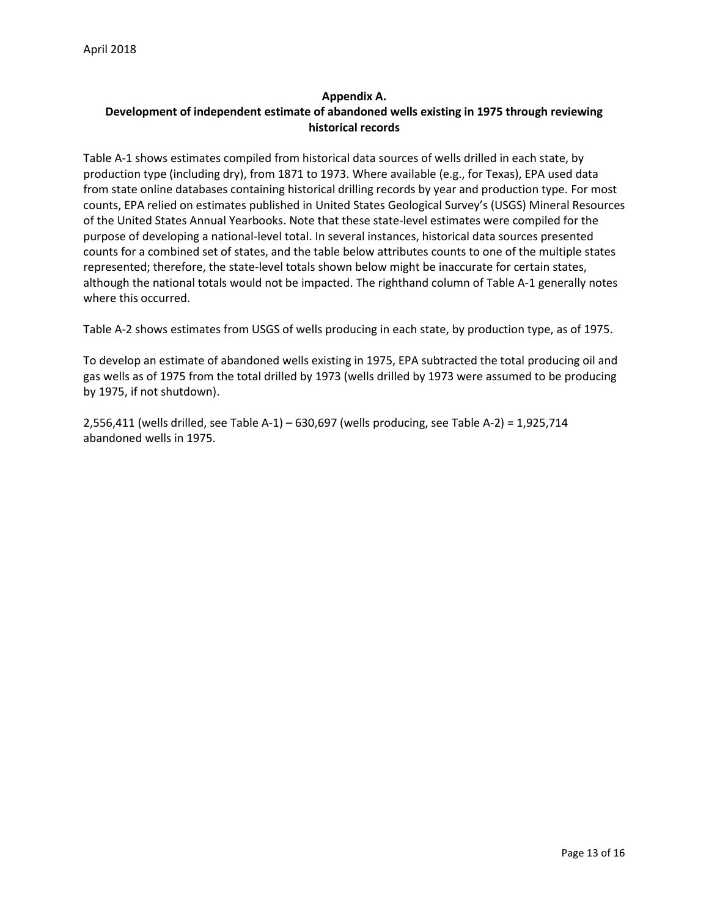## Appendix A. Development of independent estimate of abandoned wells existing in 1975 through reviewing historical records

Table A-1 shows estimates compiled from historical data sources of wells drilled in each state, by production type (including dry), from 1871 to 1973. Where available (e.g., for Texas), EPA used data from state online databases containing historical drilling records by year and production type. For most counts, EPA relied on estimates published in United States Geological Survey's (USGS) Mineral Resources of the United States Annual Yearbooks. Note that these state-level estimates were compiled for the purpose of developing a national-level total. In several instances, historical data sources presented counts for a combined set of states, and the table below attributes counts to one of the multiple states represented; therefore, the state-level totals shown below might be inaccurate for certain states, although the national totals would not be impacted. The righthand column of Table A-1 generally notes where this occurred.

Table A-2 shows estimates from USGS of wells producing in each state, by production type, as of 1975.

To develop an estimate of abandoned wells existing in 1975, EPA subtracted the total producing oil and gas wells as of 1975 from the total drilled by 1973 (wells drilled by 1973 were assumed to be producing by 1975, if not shutdown).

2,556,411 (wells drilled, see Table A-1) – 630,697 (wells producing, see Table A-2) = 1,925,714 abandoned wells in 1975.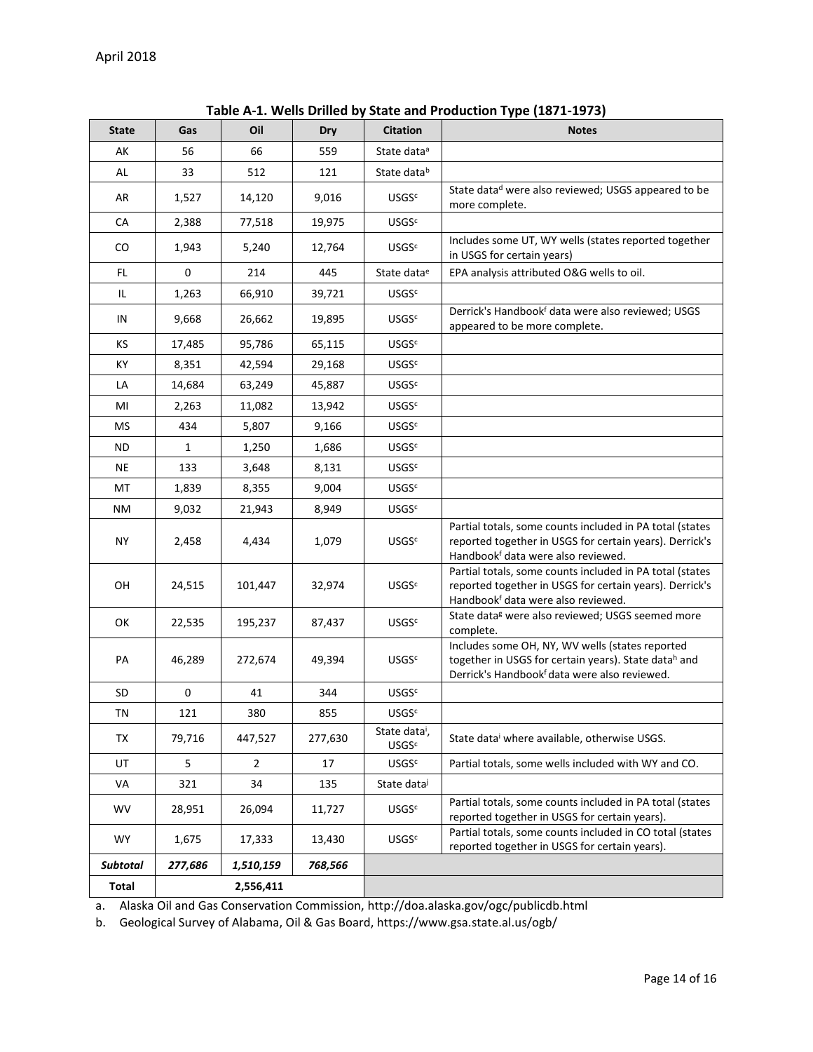April 2018

**Table A-1. Wells Drilled by State and Production Type (1871-1973)**

| State | Gas | Oil | Dry | Citation | Notes |
|---|---|---|---|---|---|
| AK | 56 | 66 | 559 | State data[a] | |
| AL | 33 | 512 | 121 | State data[b] | |
| AR | 1,527 | 14,120 | 9,016 | USGS[c] | State data[d] were also reviewed; USGS appeared to be more complete. |
| CA | 2,388 | 77,518 | 19,975 | USGS[c] | |
| CO | 1,943 | 5,240 | 12,764 | USGS[c] | Includes some UT, WY wells (states reported together in USGS for certain years) |
| FL | 0 | 214 | 445 | State data[e] | EPA analysis attributed O&G wells to oil. |
| IL | 1,263 | 66,910 | 39,721 | USGS[c] | |
| IN | 9,668 | 26,662 | 19,895 | USGS[c] | Derrick's Handbook[f] data were also reviewed; USGS appeared to be more complete. |
| KS | 17,485 | 95,786 | 65,115 | USGS[c] | |
| KY | 8,351 | 42,594 | 29,168 | USGS[c] | |
| LA | 14,684 | 63,249 | 45,887 | USGS[c] | |
| MI | 2,263 | 11,082 | 13,942 | USGS[c] | |
| MS | 434 | 5,807 | 9,166 | USGS[c] | |
| ND | 1 | 1,250 | 1,686 | USGS[c] | |
| NE | 133 | 3,648 | 8,131 | USGS[c] | |
| MT | 1,839 | 8,355 | 9,004 | USGS[c] | |
| NM | 9,032 | 21,943 | 8,949 | USGS[c] | |
| NY | 2,458 | 4,434 | 1,079 | USGS[c] | Partial totals, some counts included in PA total (states reported together in USGS for certain years). Derrick's Handbook[f] data were also reviewed. |
| OH | 24,515 | 101,447 | 32,974 | USGS[c] | Partial totals, some counts included in PA total (states reported together in USGS for certain years). Derrick's Handbook[f] data were also reviewed. |
| OK | 22,535 | 195,237 | 87,437 | USGS[c] | State data[g] were also reviewed; USGS seemed more complete. |
| PA | 46,289 | 272,674 | 49,394 | USGS[c] | Includes some OH, NY, WV wells (states reported together in USGS for certain years). State data[h] and Derrick's Handbook[f] data were also reviewed. |
| SD | 0 | 41 | 344 | USGS[c] | |
| TN | 121 | 380 | 855 | USGS[c] | |
| TX | 79,716 | 447,527 | 277,630 | State data[i], USGS[c] | State data[i] where available, otherwise USGS. |
| UT | 5 | 2 | 17 | USGS[c] | Partial totals, some wells included with WY and CO. |
| VA | 321 | 34 | 135 | State data[j] | |
| WV | 28,951 | 26,094 | 11,727 | USGS[c] | Partial totals, some counts included in PA total (states reported together in USGS for certain years). |
| WY | 1,675 | 17,333 | 13,430 | USGS[c] | Partial totals, some counts included in CO total (states reported together in USGS for certain years). |
| ***Subtotal*** | ***277,686*** | ***1,510,159*** | ***768,566*** | | |
| **Total** | | 2,556,411 | | | |

a. Alaska Oil and Gas Conservation Commission, http://doa.alaska.gov/ogc/publicdb.html

b. Geological Survey of Alabama, Oil & Gas Board, https://www.gsa.state.al.us/ogb/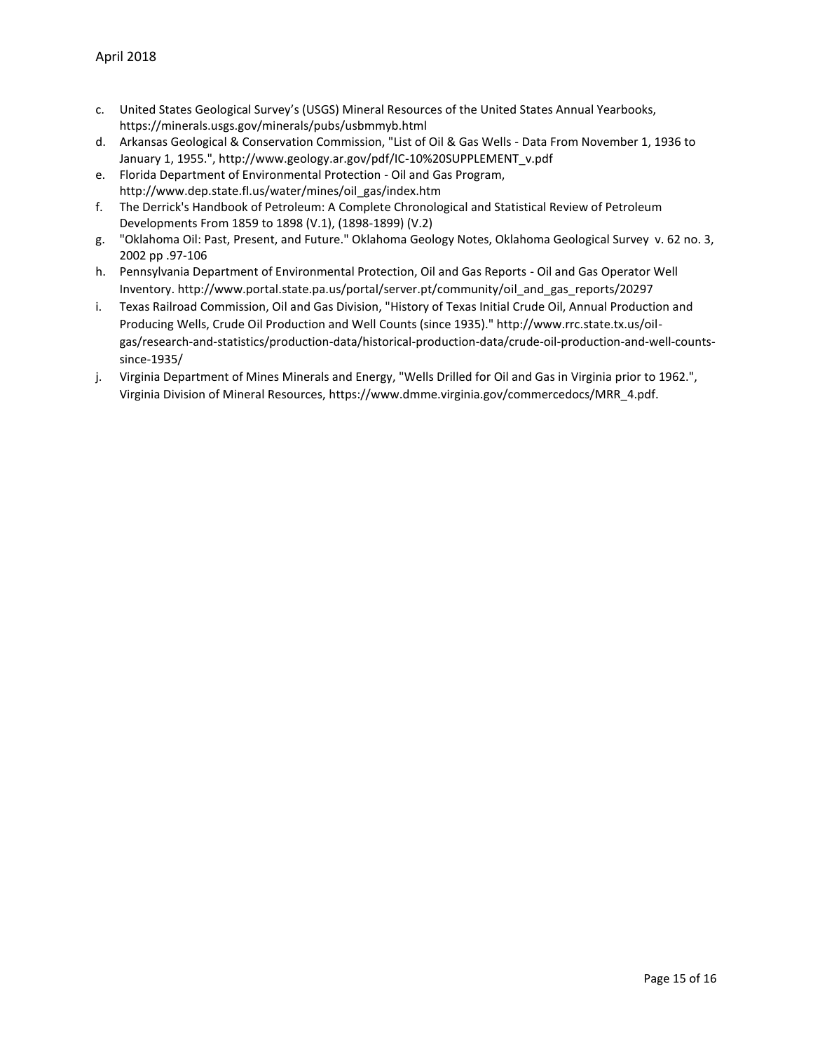c. United States Geological Survey's (USGS) Mineral Resources of the United States Annual Yearbooks, https://minerals.usgs.gov/minerals/pubs/usbmmyb.html
d. Arkansas Geological & Conservation Commission, "List of Oil & Gas Wells - Data From November 1, 1936 to January 1, 1955.", http://www.geology.ar.gov/pdf/IC-10%20SUPPLEMENT_v.pdf
e. Florida Department of Environmental Protection - Oil and Gas Program, http://www.dep.state.fl.us/water/mines/oil_gas/index.htm
f. The Derrick's Handbook of Petroleum: A Complete Chronological and Statistical Review of Petroleum Developments From 1859 to 1898 (V.1), (1898-1899) (V.2)
g. "Oklahoma Oil: Past, Present, and Future." Oklahoma Geology Notes, Oklahoma Geological Survey v. 62 no. 3, 2002 pp .97-106
h. Pennsylvania Department of Environmental Protection, Oil and Gas Reports - Oil and Gas Operator Well Inventory. http://www.portal.state.pa.us/portal/server.pt/community/oil_and_gas_reports/20297
i. Texas Railroad Commission, Oil and Gas Division, "History of Texas Initial Crude Oil, Annual Production and Producing Wells, Crude Oil Production and Well Counts (since 1935)." http://www.rrc.state.tx.us/oil-gas/research-and-statistics/production-data/historical-production-data/crude-oil-production-and-well-counts-since-1935/
j. Virginia Department of Mines Minerals and Energy, "Wells Drilled for Oil and Gas in Virginia prior to 1962.", Virginia Division of Mineral Resources, https://www.dmme.virginia.gov/commercedocs/MRR_4.pdf.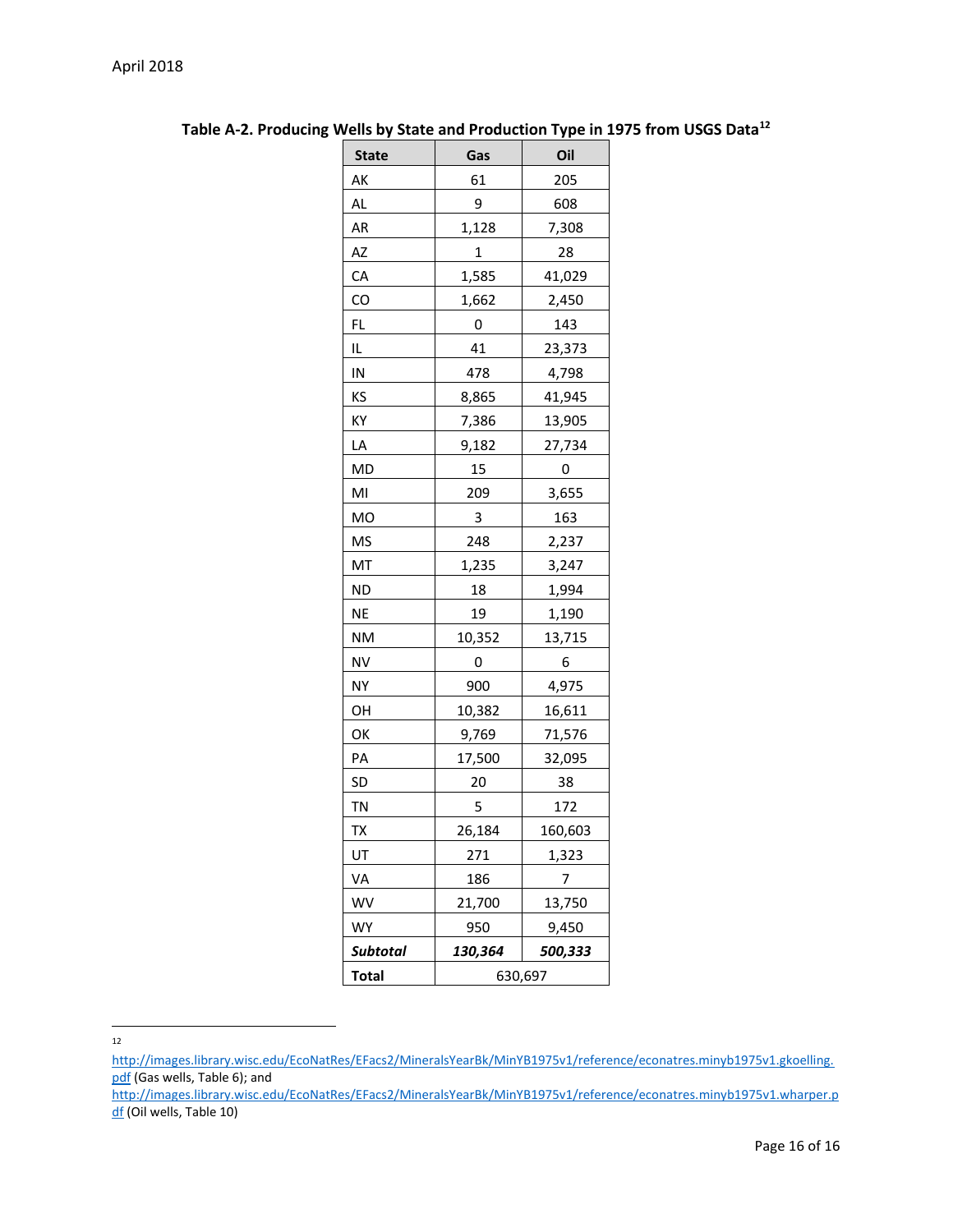**Table A-2. Producing Wells by State and Production Type in 1975 from USGS Data[12]**

| State | Gas | Oil |
|---|---|---|
| AK | 61 | 205 |
| AL | 9 | 608 |
| AR | 1,128 | 7,308 |
| AZ | 1 | 28 |
| CA | 1,585 | 41,029 |
| CO | 1,662 | 2,450 |
| FL | 0 | 143 |
| IL | 41 | 23,373 |
| IN | 478 | 4,798 |
| KS | 8,865 | 41,945 |
| KY | 7,386 | 13,905 |
| LA | 9,182 | 27,734 |
| MD | 15 | 0 |
| MI | 209 | 3,655 |
| MO | 3 | 163 |
| MS | 248 | 2,237 |
| MT | 1,235 | 3,247 |
| ND | 18 | 1,994 |
| NE | 19 | 1,190 |
| NM | 10,352 | 13,715 |
| NV | 0 | 6 |
| NY | 900 | 4,975 |
| OH | 10,382 | 16,611 |
| OK | 9,769 | 71,576 |
| PA | 17,500 | 32,095 |
| SD | 20 | 38 |
| TN | 5 | 172 |
| TX | 26,184 | 160,603 |
| UT | 271 | 1,323 |
| VA | 186 | 7 |
| WV | 21,700 | 13,750 |
| WY | 950 | 9,450 |
| ***Subtotal*** | ***130,364*** | ***500,333*** |
| **Total** | 630,697 | |

[12] http://images.library.wisc.edu/EcoNatRes/EFacs2/MineralsYearBk/MinYB1975v1/reference/econatres.minyb1975v1.gkoelling.pdf (Gas wells, Table 6); and http://images.library.wisc.edu/EcoNatRes/EFacs2/MineralsYearBk/MinYB1975v1/reference/econatres.minyb1975v1.wharper.pdf (Oil wells, Table 10)